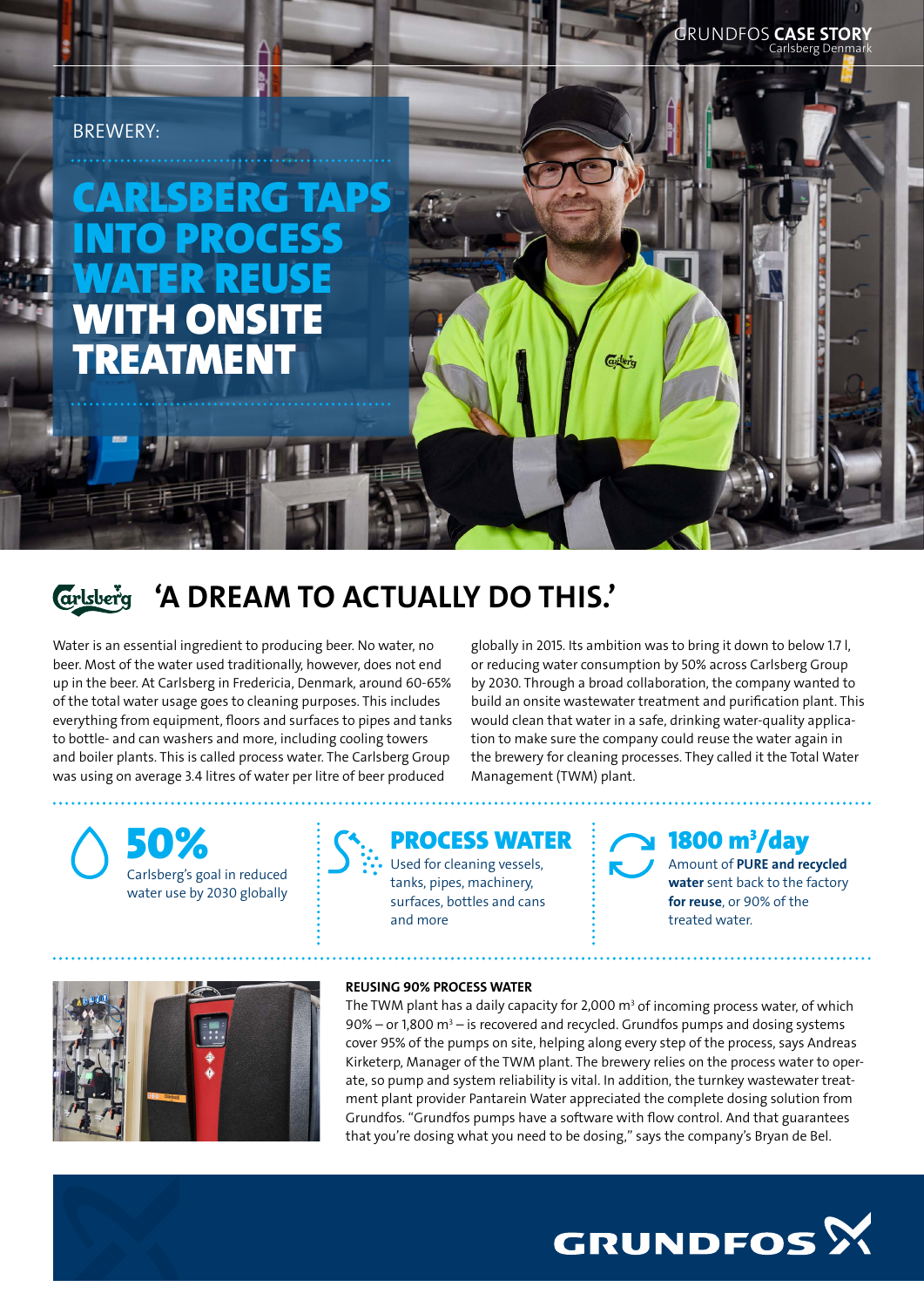GRUNDFOS **CASE STORY**
Carlsberg Denmark

BREWERY:

# CARLSBERG TAPS INTO PROCESS WATER REUSE WITH ONSITE TREATMENT

## 'A DREAM TO ACTUALLY DO THIS.'

Water is an essential ingredient to producing beer. No water, no beer. Most of the water used traditionally, however, does not end up in the beer. At Carlsberg in Fredericia, Denmark, around 60-65% of the total water usage goes to cleaning purposes. This includes everything from equipment, floors and surfaces to pipes and tanks to bottle- and can washers and more, including cooling towers and boiler plants. This is called process water. The Carlsberg Group was using on average 3.4 litres of water per litre of beer produced globally in 2015. Its ambition was to bring it down to below 1.7 l, or reducing water consumption by 50% across Carlsberg Group by 2030. Through a broad collaboration, the company wanted to build an onsite wastewater treatment and purification plant. This would clean that water in a safe, drinking water-quality application to make sure the company could reuse the water again in the brewery for cleaning processes. They called it the Total Water Management (TWM) plant.

**50%**
Carlsberg's goal in reduced water use by 2030 globally

**PROCESS WATER**
Used for cleaning vessels, tanks, pipes, machinery, surfaces, bottles and cans and more

**1800 m³/day**
Amount of **PURE and recycled water** sent back to the factory **for reuse**, or 90% of the treated water.

**REUSING 90% PROCESS WATER**

The TWM plant has a daily capacity for 2,000 m³ of incoming process water, of which 90% – or 1,800 m³ – is recovered and recycled. Grundfos pumps and dosing systems cover 95% of the pumps on site, helping along every step of the process, says Andreas Kirketerp, Manager of the TWM plant. The brewery relies on the process water to operate, so pump and system reliability is vital. In addition, the turnkey wastewater treatment plant provider Pantarein Water appreciated the complete dosing solution from Grundfos. "Grundfos pumps have a software with flow control. And that guarantees that you're dosing what you need to be dosing," says the company's Bryan de Bel.

GRUNDFOS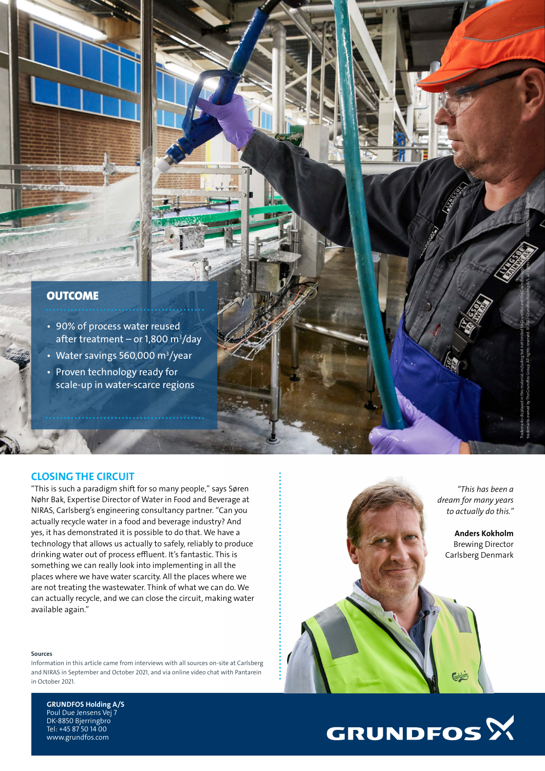## OUTCOME

- 90% of process water reused after treatment – or 1,800 $m^3$/day
- Water savings 560,000 $m^3$/year
- Proven technology ready for scale-up in water-scarce regions

## CLOSING THE CIRCUIT

"This is such a paradigm shift for so many people," says Søren Nøhr Bak, Expertise Director of Water in Food and Beverage at NIRAS, Carlsberg's engineering consultancy partner. "Can you actually recycle water in a food and beverage industry? And yes, it has demonstrated it is possible to do that. We have a technology that allows us actually to safely, reliably to produce drinking water out of process effluent. It's fantastic. This is something we can really look into implementing in all the places where we have water scarcity. All the places where we are not treating the wastewater. Think of what we can do. We can actually recycle, and we can close the circuit, making water available again."

*"This has been a dream for many years to actually do this."*

**Anders Kokholm**
Brewing Director
Carlsberg Denmark

**Sources**

Information in this article came from interviews with all sources on-site at Carlsberg and NIRAS in September and October 2021, and via online video chat with Pantarein in October 2021.

**GRUNDFOS Holding A/S**
Poul Due Jensens Vej 7
DK-8850 Bjerringbro
Tel: +45 87 50 14 00
www.grundfos.com

GRUNDFOS